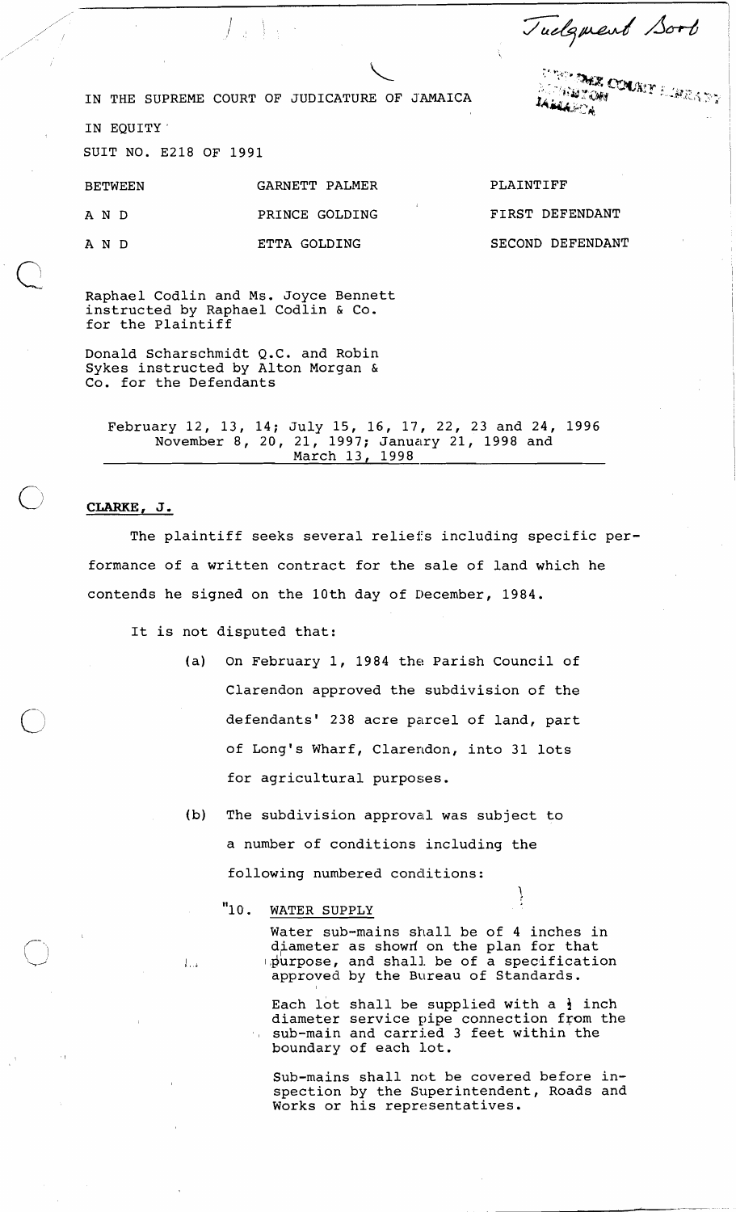Judgment Book

IN THE SUPREME COURT OF JUDICATURE OF JAMAICA

IN EQUITY

SUIT NO. E218 OF 1991

| | | |
|---|---|---|
| BETWEEN | GARNETT PALMER | PLAINTIFF |
| A N D | PRINCE GOLDING | FIRST DEFENDANT |
| A N D | ETTA GOLDING | SECOND DEFENDANT |

Raphael Codlin and Ms. Joyce Bennett instructed by Raphael Codlin & Co. for the Plaintiff

Donald Scharschmidt Q.C. and Robin Sykes instructed by Alton Morgan & Co. for the Defendants

February 12, 13, 14; July 15, 16, 17, 22, 23 and 24, 1996
November 8, 20, 21, 1997; January 21, 1998 and
March 13, 1998

**CLARKE, J.**

The plaintiff seeks several reliefs including specific performance of a written contract for the sale of land which he contends he signed on the 10th day of December, 1984.

It is not disputed that:

(a) On February 1, 1984 the Parish Council of Clarendon approved the subdivision of the defendants' 238 acre parcel of land, part of Long's Wharf, Clarendon, into 31 lots for agricultural purposes.

(b) The subdivision approval was subject to a number of conditions including the following numbered conditions:

"10. WATER SUPPLY

Water sub-mains shall be of 4 inches in diameter as shown on the plan for that purpose, and shall be of a specification approved by the Bureau of Standards.

Each lot shall be supplied with a ½ inch diameter service pipe connection from the sub-main and carried 3 feet within the boundary of each lot.

Sub-mains shall not be covered before inspection by the Superintendent, Roads and Works or his representatives.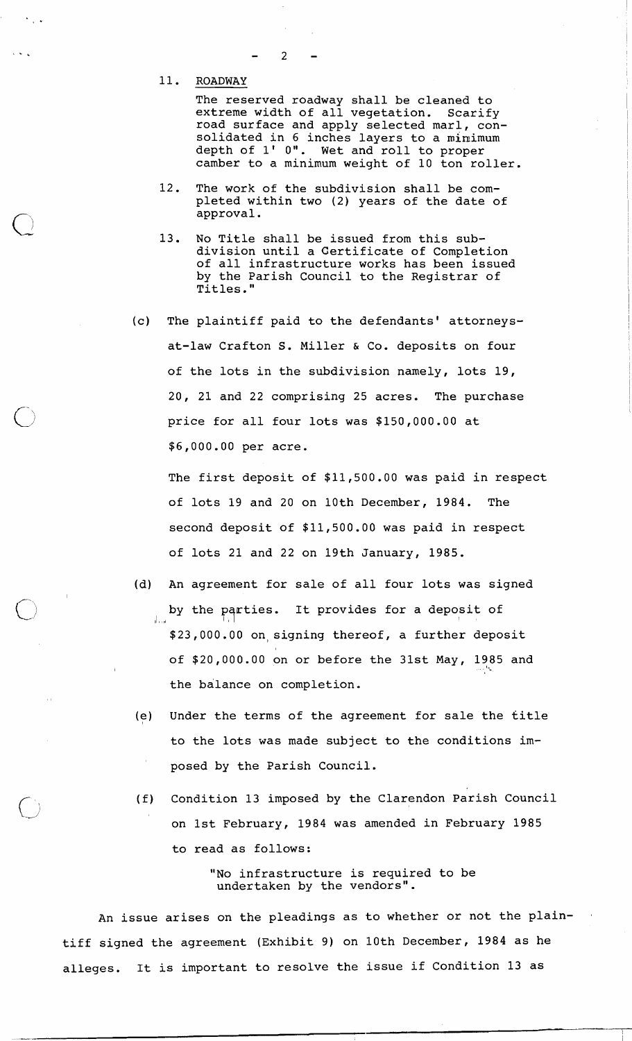11. ROADWAY

    The reserved roadway shall be cleaned to extreme width of all vegetation. Scarify road surface and apply selected marl, consolidated in 6 inches layers to a minimum depth of 1' 0". Wet and roll to proper camber to a minimum weight of 10 ton roller.

12. The work of the subdivision shall be completed within two (2) years of the date of approval.

13. No Title shall be issued from this subdivision until a Certificate of Completion of all infrastructure works has been issued by the Parish Council to the Registrar of Titles."

(c) The plaintiff paid to the defendants' attorneys-at-law Crafton S. Miller & Co. deposits on four of the lots in the subdivision namely, lots 19, 20, 21 and 22 comprising 25 acres. The purchase price for all four lots was $150,000.00 at $6,000.00 per acre.

    The first deposit of $11,500.00 was paid in respect of lots 19 and 20 on 10th December, 1984. The second deposit of $11,500.00 was paid in respect of lots 21 and 22 on 19th January, 1985.

(d) An agreement for sale of all four lots was signed by the parties. It provides for a deposit of $23,000.00 on signing thereof, a further deposit of $20,000.00 on or before the 31st May, 1985 and the balance on completion.

(e) Under the terms of the agreement for sale the title to the lots was made subject to the conditions imposed by the Parish Council.

(f) Condition 13 imposed by the Clarendon Parish Council on 1st February, 1984 was amended in February 1985 to read as follows:

    "No infrastructure is required to be undertaken by the vendors".

An issue arises on the pleadings as to whether or not the plaintiff signed the agreement (Exhibit 9) on 10th December, 1984 as he alleges. It is important to resolve the issue if Condition 13 as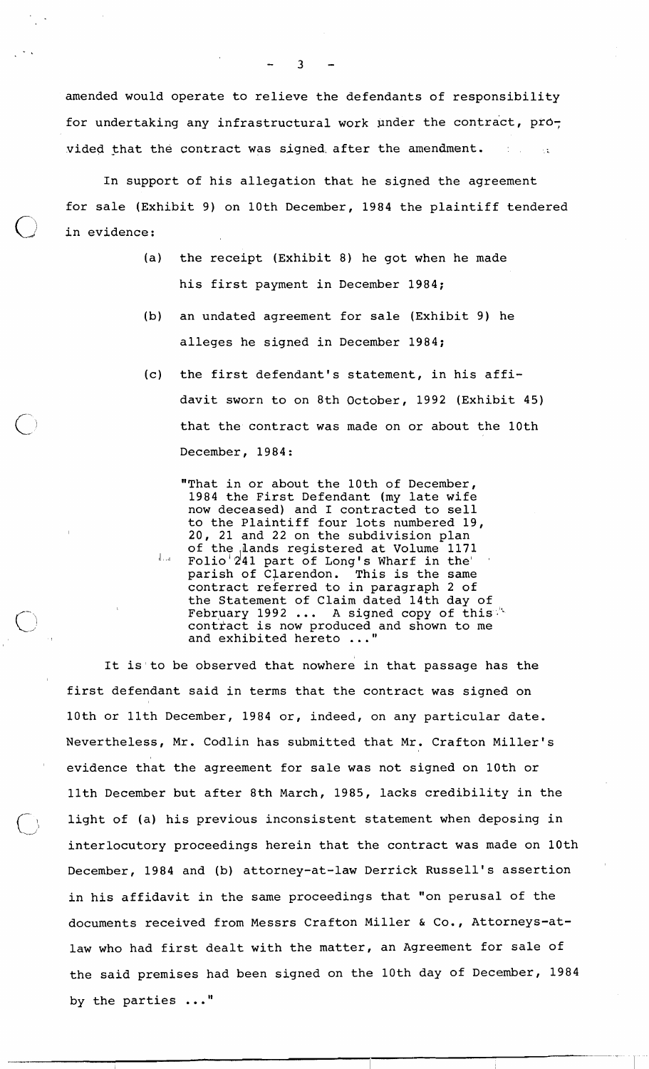amended would operate to relieve the defendants of responsibility for undertaking any infrastructural work under the contract, provided that the contract was signed after the amendment.

In support of his allegation that he signed the agreement for sale (Exhibit 9) on 10th December, 1984 the plaintiff tendered in evidence:

(a) the receipt (Exhibit 8) he got when he made his first payment in December 1984;

(b) an undated agreement for sale (Exhibit 9) he alleges he signed in December 1984;

(c) the first defendant's statement, in his affidavit sworn to on 8th October, 1992 (Exhibit 45) that the contract was made on or about the 10th December, 1984:

> "That in or about the 10th of December, 1984 the First Defendant (my late wife now deceased) and I contracted to sell to the Plaintiff four lots numbered 19, 20, 21 and 22 on the subdivision plan of the lands registered at Volume 1171 Folio 241 part of Long's Wharf in the parish of Clarendon. This is the same contract referred to in paragraph 2 of the Statement of Claim dated 14th day of February 1992 ... A signed copy of this contract is now produced and shown to me and exhibited hereto ..."

It is to be observed that nowhere in that passage has the first defendant said in terms that the contract was signed on 10th or 11th December, 1984 or, indeed, on any particular date. Nevertheless, Mr. Codlin has submitted that Mr. Crafton Miller's evidence that the agreement for sale was not signed on 10th or 11th December but after 8th March, 1985, lacks credibility in the light of (a) his previous inconsistent statement when deposing in interlocutory proceedings herein that the contract was made on 10th December, 1984 and (b) attorney-at-law Derrick Russell's assertion in his affidavit in the same proceedings that "on perusal of the documents received from Messrs Crafton Miller & Co., Attorneys-at-law who had first dealt with the matter, an Agreement for sale of the said premises had been signed on the 10th day of December, 1984 by the parties ..."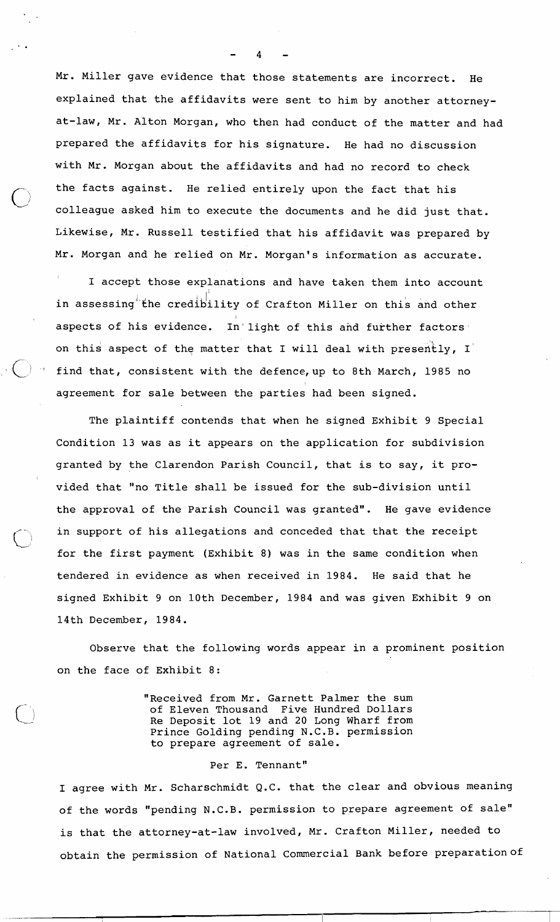Mr. Miller gave evidence that those statements are incorrect. He explained that the affidavits were sent to him by another attorney-at-law, Mr. Alton Morgan, who then had conduct of the matter and had prepared the affidavits for his signature. He had no discussion with Mr. Morgan about the affidavits and had no record to check the facts against. He relied entirely upon the fact that his colleague asked him to execute the documents and he did just that. Likewise, Mr. Russell testified that his affidavit was prepared by Mr. Morgan and he relied on Mr. Morgan's information as accurate.

I accept those explanations and have taken them into account in assessing the credibility of Crafton Miller on this and other aspects of his evidence. In light of this and further factors on this aspect of the matter that I will deal with presently, I find that, consistent with the defence, up to 8th March, 1985 no agreement for sale between the parties had been signed.

The plaintiff contends that when he signed Exhibit 9 Special Condition 13 was as it appears on the application for subdivision granted by the Clarendon Parish Council, that is to say, it provided that "no Title shall be issued for the sub-division until the approval of the Parish Council was granted". He gave evidence in support of his allegations and conceded that that the receipt for the first payment (Exhibit 8) was in the same condition when tendered in evidence as when received in 1984. He said that he signed Exhibit 9 on 10th December, 1984 and was given Exhibit 9 on 14th December, 1984.

Observe that the following words appear in a prominent position on the face of Exhibit 8:

> "Received from Mr. Garnett Palmer the sum of Eleven Thousand Five Hundred Dollars Re Deposit lot 19 and 20 Long Wharf from Prince Golding pending N.C.B. permission to prepare agreement of sale.
>
> Per E. Tennant"

I agree with Mr. Scharschmidt Q.C. that the clear and obvious meaning of the words "pending N.C.B. permission to prepare agreement of sale" is that the attorney-at-law involved, Mr. Crafton Miller, needed to obtain the permission of National Commercial Bank before preparation of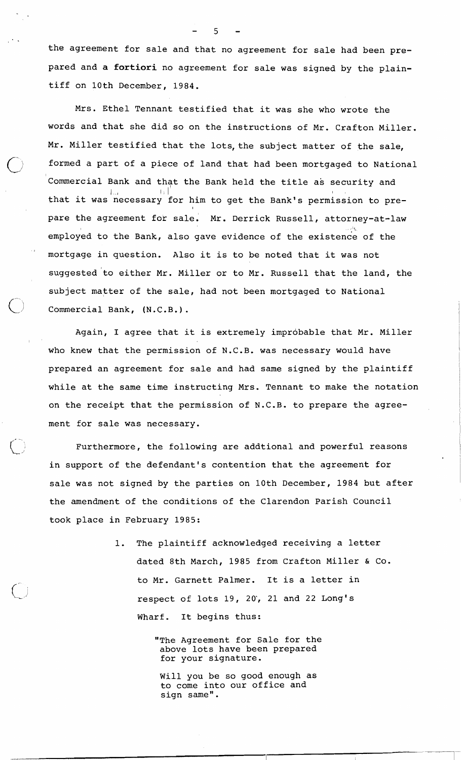the agreement for sale and that no agreement for sale had been prepared and **a fortiori** no agreement for sale was signed by the plaintiff on 10th December, 1984.

Mrs. Ethel Tennant testified that it was she who wrote the words and that she did so on the instructions of Mr. Crafton Miller. Mr. Miller testified that the lots, the subject matter of the sale, formed a part of a piece of land that had been mortgaged to National Commercial Bank and that the Bank held the title as security and that it was necessary for him to get the Bank's permission to prepare the agreement for sale. Mr. Derrick Russell, attorney-at-law employed to the Bank, also gave evidence of the existence of the mortgage in question. Also it is to be noted that it was not suggested to either Mr. Miller or to Mr. Russell that the land, the subject matter of the sale, had not been mortgaged to National Commercial Bank, (N.C.B.).

Again, I agree that it is extremely improbable that Mr. Miller who knew that the permission of N.C.B. was necessary would have prepared an agreement for sale and had same signed by the plaintiff while at the same time instructing Mrs. Tennant to make the notation on the receipt that the permission of N.C.B. to prepare the agreement for sale was necessary.

Furthermore, the following are addtional and powerful reasons in support of the defendant's contention that the agreement for sale was not signed by the parties on 10th December, 1984 but after the amendment of the conditions of the Clarendon Parish Council took place in February 1985:

1. The plaintiff acknowledged receiving a letter dated 8th March, 1985 from Crafton Miller & Co. to Mr. Garnett Palmer. It is a letter in respect of lots 19, 20, 21 and 22 Long's Wharf. It begins thus:

   "The Agreement for Sale for the above lots have been prepared for your signature.

   Will you be so good enough as to come into our office and sign same".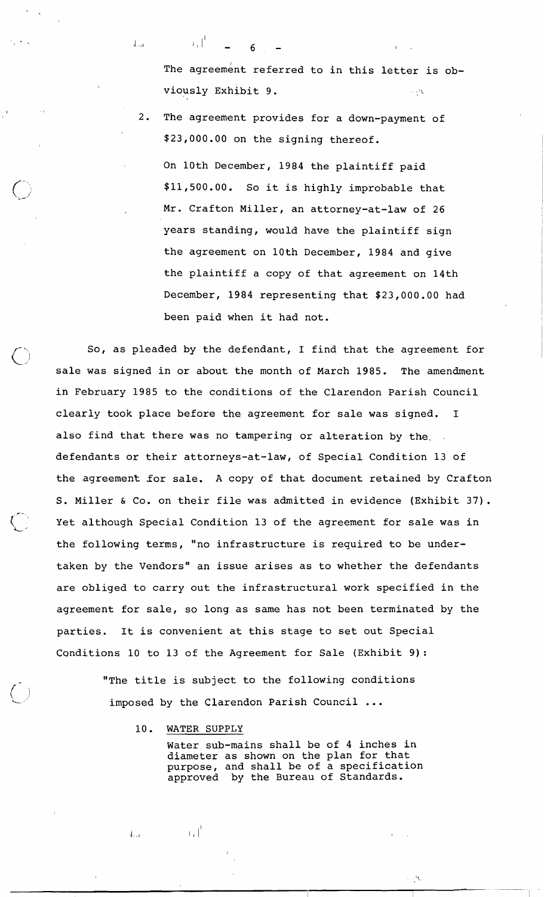The agreement referred to in this letter is obviously Exhibit 9.

2. The agreement provides for a down-payment of $23,000.00 on the signing thereof.

   On 10th December, 1984 the plaintiff paid $11,500.00. So it is highly improbable that Mr. Crafton Miller, an attorney-at-law of 26 years standing, would have the plaintiff sign the agreement on 10th December, 1984 and give the plaintiff a copy of that agreement on 14th December, 1984 representing that $23,000.00 had been paid when it had not.

So, as pleaded by the defendant, I find that the agreement for sale was signed in or about the month of March 1985. The amendment in February 1985 to the conditions of the Clarendon Parish Council clearly took place before the agreement for sale was signed. I also find that there was no tampering or alteration by the defendants or their attorneys-at-law, of Special Condition 13 of the agreement for sale. A copy of that document retained by Crafton S. Miller & Co. on their file was admitted in evidence (Exhibit 37). Yet although Special Condition 13 of the agreement for sale was in the following terms, "no infrastructure is required to be undertaken by the Vendors" an issue arises as to whether the defendants are obliged to carry out the infrastructural work specified in the agreement for sale, so long as same has not been terminated by the parties. It is convenient at this stage to set out Special Conditions 10 to 13 of the Agreement for Sale (Exhibit 9):

> "The title is subject to the following conditions imposed by the Clarendon Parish Council ...
>
> 10. WATER SUPPLY
>
>     Water sub-mains shall be of 4 inches in diameter as shown on the plan for that purpose, and shall be of a specification approved by the Bureau of Standards.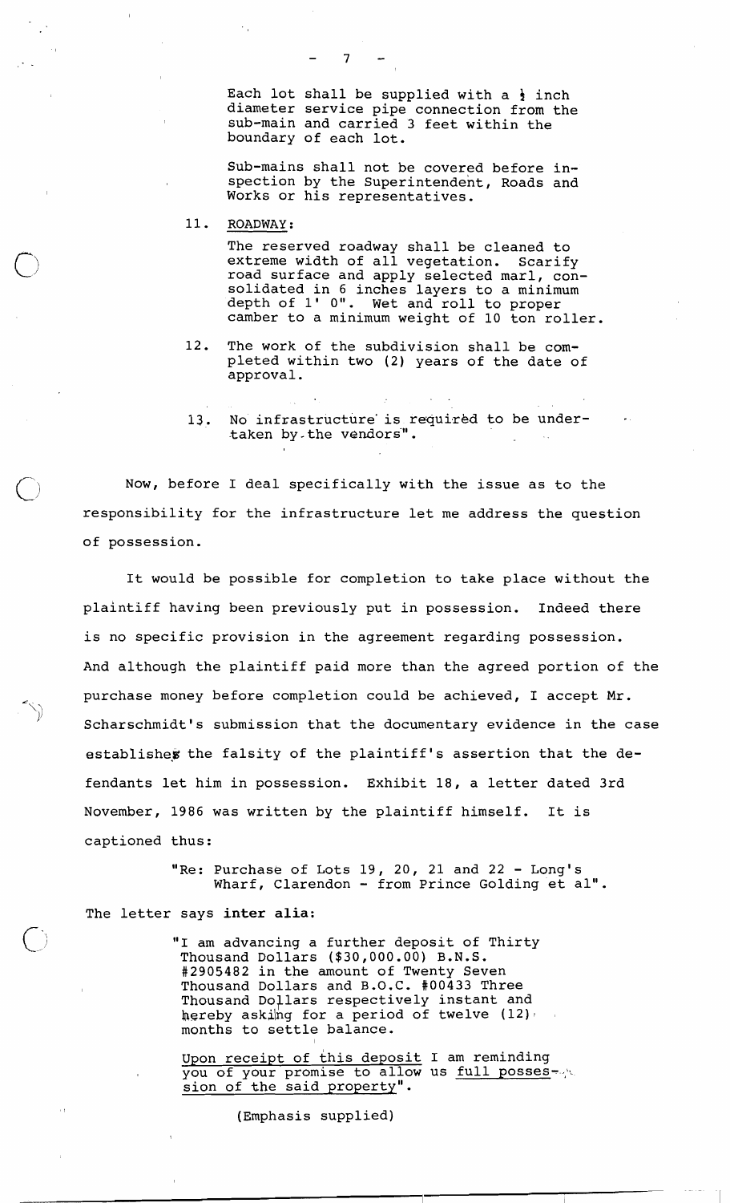Each lot shall be supplied with a ½ inch diameter service pipe connection from the sub-main and carried 3 feet within the boundary of each lot.

Sub-mains shall not be covered before inspection by the Superintendent, Roads and Works or his representatives.

11. ROADWAY:

The reserved roadway shall be cleaned to extreme width of all vegetation. Scarify road surface and apply selected marl, consolidated in 6 inches layers to a minimum depth of 1' 0". Wet and roll to proper camber to a minimum weight of 10 ton roller.

12. The work of the subdivision shall be completed within two (2) years of the date of approval.

13. No infrastructure is required to be undertaken by the vendors".

Now, before I deal specifically with the issue as to the responsibility for the infrastructure let me address the question of possession.

It would be possible for completion to take place without the plaintiff having been previously put in possession. Indeed there is no specific provision in the agreement regarding possession. And although the plaintiff paid more than the agreed portion of the purchase money before completion could be achieved, I accept Mr. Scharschmidt's submission that the documentary evidence in the case establishes the falsity of the plaintiff's assertion that the defendants let him in possession. Exhibit 18, a letter dated 3rd November, 1986 was written by the plaintiff himself. It is captioned thus:

> "Re: Purchase of Lots 19, 20, 21 and 22 - Long's Wharf, Clarendon - from Prince Golding et al".

The letter says **inter alia**:

> "I am advancing a further deposit of Thirty Thousand Dollars ($30,000.00) B.N.S. #2905482 in the amount of Twenty Seven Thousand Dollars and B.O.C. #00433 Three Thousand Dollars respectively instant and hereby asking for a period of twelve (12) months to settle balance.
>
> <u>Upon receipt of this deposit</u> I am reminding you of your promise to allow us <u>full possession of the said property</u>".
>
> (Emphasis supplied)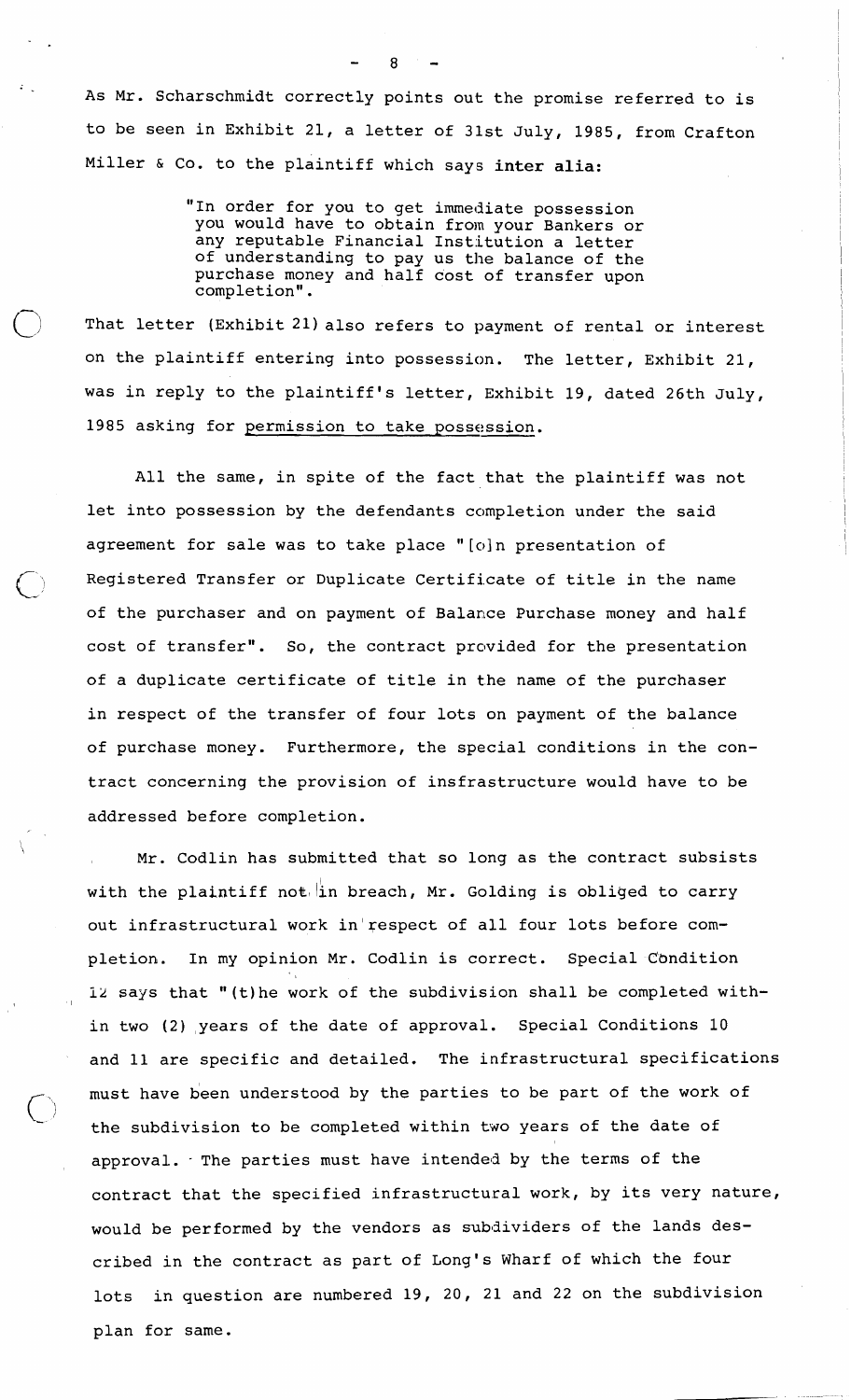As Mr. Scharschmidt correctly points out the promise referred to is to be seen in Exhibit 21, a letter of 31st July, 1985, from Crafton Miller & Co. to the plaintiff which says **inter alia:**

> "In order for you to get immediate possession you would have to obtain from your Bankers or any reputable Financial Institution a letter of understanding to pay us the balance of the purchase money and half cost of transfer upon completion".

That letter (Exhibit 21) also refers to payment of rental or interest on the plaintiff entering into possession. The letter, Exhibit 21, was in reply to the plaintiff's letter, Exhibit 19, dated 26th July, 1985 asking for permission to take possession.

All the same, in spite of the fact that the plaintiff was not let into possession by the defendants completion under the said agreement for sale was to take place "[o]n presentation of Registered Transfer or Duplicate Certificate of title in the name of the purchaser and on payment of Balance Purchase money and half cost of transfer". So, the contract provided for the presentation of a duplicate certificate of title in the name of the purchaser in respect of the transfer of four lots on payment of the balance of purchase money. Furthermore, the special conditions in the contract concerning the provision of insfrastructure would have to be addressed before completion.

Mr. Codlin has submitted that so long as the contract subsists with the plaintiff not in breach, Mr. Golding is obliged to carry out infrastructural work in respect of all four lots before completion. In my opinion Mr. Codlin is correct. Special Condition 12 says that "(t)he work of the subdivision shall be completed within two (2) years of the date of approval. Special Conditions 10 and 11 are specific and detailed. The infrastructural specifications must have been understood by the parties to be part of the work of the subdivision to be completed within two years of the date of approval. The parties must have intended by the terms of the contract that the specified infrastructural work, by its very nature, would be performed by the vendors as subdividers of the lands described in the contract as part of Long's Wharf of which the four lots in question are numbered 19, 20, 21 and 22 on the subdivision plan for same.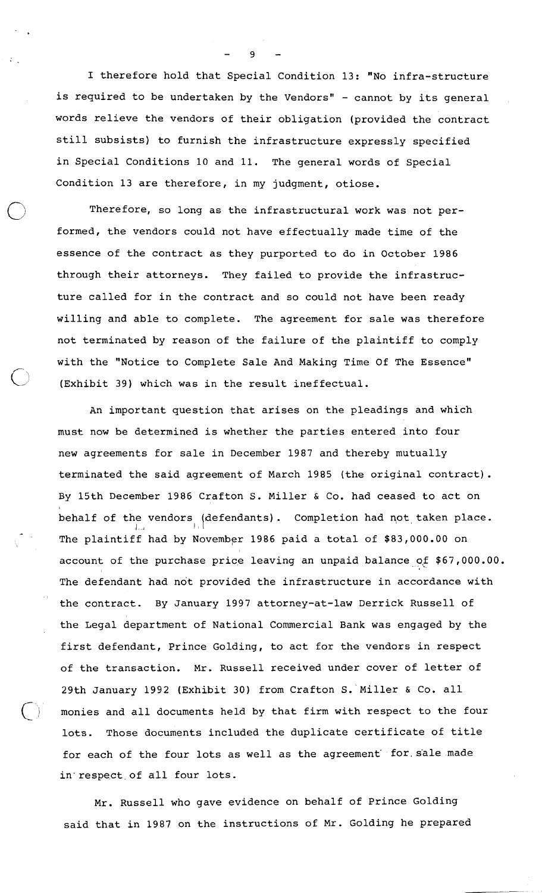I therefore hold that Special Condition 13: "No infra-structure is required to be undertaken by the Vendors" - cannot by its general words relieve the vendors of their obligation (provided the contract still subsists) to furnish the infrastructure expressly specified in Special Conditions 10 and 11. The general words of Special Condition 13 are therefore, in my judgment, otiose.

Therefore, so long as the infrastructural work was not performed, the vendors could not have effectually made time of the essence of the contract as they purported to do in October 1986 through their attorneys. They failed to provide the infrastructure called for in the contract and so could not have been ready willing and able to complete. The agreement for sale was therefore not terminated by reason of the failure of the plaintiff to comply with the "Notice to Complete Sale And Making Time Of The Essence" (Exhibit 39) which was in the result ineffectual.

An important question that arises on the pleadings and which must now be determined is whether the parties entered into four new agreements for sale in December 1987 and thereby mutually terminated the said agreement of March 1985 (the original contract). By 15th December 1986 Crafton S. Miller & Co. had ceased to act on behalf of the vendors (defendants). Completion had not taken place. The plaintiff had by November 1986 paid a total of $83,000.00 on account of the purchase price leaving an unpaid balance of $67,000.00. The defendant had not provided the infrastructure in accordance with the contract. By January 1997 attorney-at-law Derrick Russell of the Legal department of National Commercial Bank was engaged by the first defendant, Prince Golding, to act for the vendors in respect of the transaction. Mr. Russell received under cover of letter of 29th January 1992 (Exhibit 30) from Crafton S. Miller & Co. all monies and all documents held by that firm with respect to the four lots. Those documents included the duplicate certificate of title for each of the four lots as well as the agreement for sale made in respect of all four lots.

Mr. Russell who gave evidence on behalf of Prince Golding said that in 1987 on the instructions of Mr. Golding he prepared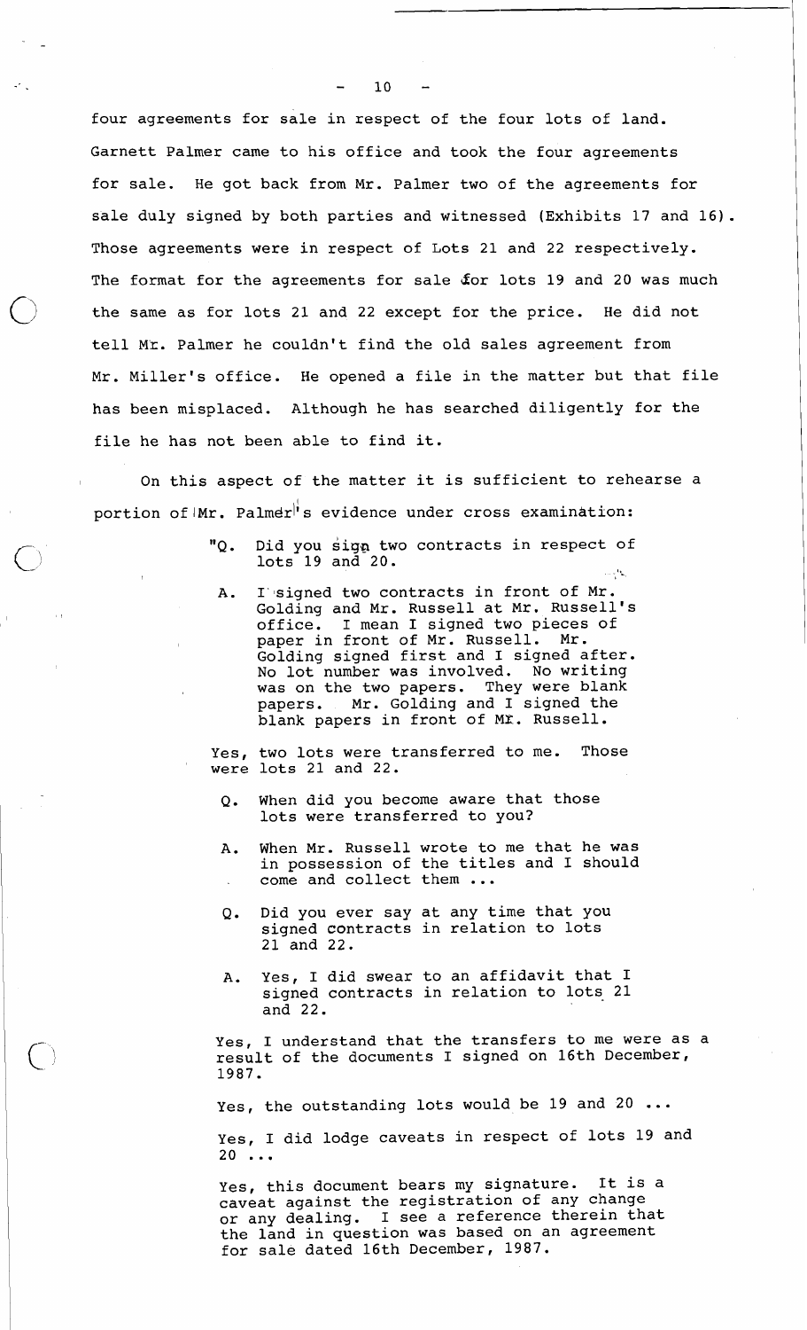four agreements for sale in respect of the four lots of land. Garnett Palmer came to his office and took the four agreements for sale. He got back from Mr. Palmer two of the agreements for sale duly signed by both parties and witnessed (Exhibits 17 and 16). Those agreements were in respect of Lots 21 and 22 respectively. The format for the agreements for sale for lots 19 and 20 was much the same as for lots 21 and 22 except for the price. He did not tell Mr. Palmer he couldn't find the old sales agreement from Mr. Miller's office. He opened a file in the matter but that file has been misplaced. Although he has searched diligently for the file he has not been able to find it.

On this aspect of the matter it is sufficient to rehearse a portion of Mr. Palmer's evidence under cross examination:

> "Q. Did you sign two contracts in respect of lots 19 and 20.
>
> A. I signed two contracts in front of Mr. Golding and Mr. Russell at Mr. Russell's office. I mean I signed two pieces of paper in front of Mr. Russell. Mr. Golding signed first and I signed after. No lot number was involved. No writing was on the two papers. They were blank papers. Mr. Golding and I signed the blank papers in front of Mr. Russell.
>
> Yes, two lots were transferred to me. Those were lots 21 and 22.
>
> Q. When did you become aware that those lots were transferred to you?
>
> A. When Mr. Russell wrote to me that he was in possession of the titles and I should come and collect them ...
>
> Q. Did you ever say at any time that you signed contracts in relation to lots 21 and 22.
>
> A. Yes, I did swear to an affidavit that I signed contracts in relation to lots 21 and 22.
>
> Yes, I understand that the transfers to me were as a result of the documents I signed on 16th December, 1987.
>
> Yes, the outstanding lots would be 19 and 20 ...
>
> Yes, I did lodge caveats in respect of lots 19 and 20 ...
>
> Yes, this document bears my signature. It is a caveat against the registration of any change or any dealing. I see a reference therein that the land in question was based on an agreement for sale dated 16th December, 1987.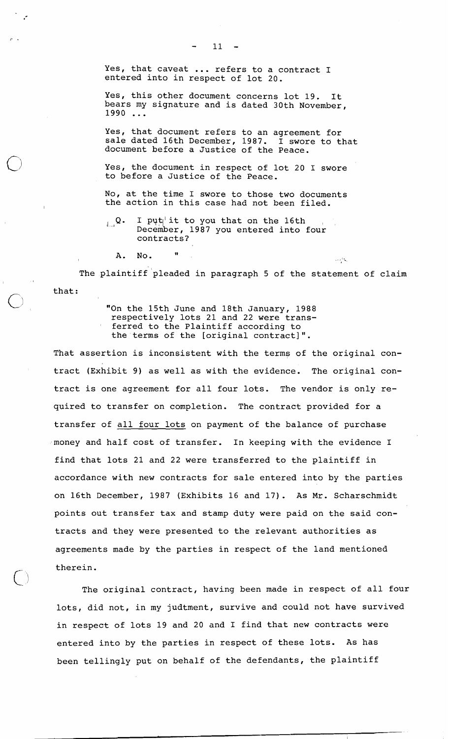Yes, that caveat ... refers to a contract I entered into in respect of lot 20.

Yes, this other document concerns lot 19. It bears my signature and is dated 30th November, 1990 ...

Yes, that document refers to an agreement for sale dated 16th December, 1987. I swore to that document before a Justice of the Peace.

Yes, the document in respect of lot 20 I swore to before a Justice of the Peace.

No, at the time I swore to those two documents the action in this case had not been filed.

Q. I put it to you that on the 16th December, 1987 you entered into four contracts?

A. No. "

The plaintiff pleaded in paragraph 5 of the statement of claim that:

> "On the 15th June and 18th January, 1988 respectively lots 21 and 22 were transferred to the Plaintiff according to the terms of the [original contract]".

That assertion is inconsistent with the terms of the original contract (Exhibit 9) as well as with the evidence. The original contract is one agreement for all four lots. The vendor is only required to transfer on completion. The contract provided for a transfer of <u>all four lots</u> on payment of the balance of purchase money and half cost of transfer. In keeping with the evidence I find that lots 21 and 22 were transferred to the plaintiff in accordance with new contracts for sale entered into by the parties on 16th December, 1987 (Exhibits 16 and 17). As Mr. Scharschmidt points out transfer tax and stamp duty were paid on the said contracts and they were presented to the relevant authorities as agreements made by the parties in respect of the land mentioned therein.

The original contract, having been made in respect of all four lots, did not, in my judtment, survive and could not have survived in respect of lots 19 and 20 and I find that new contracts were entered into by the parties in respect of these lots. As has been tellingly put on behalf of the defendants, the plaintiff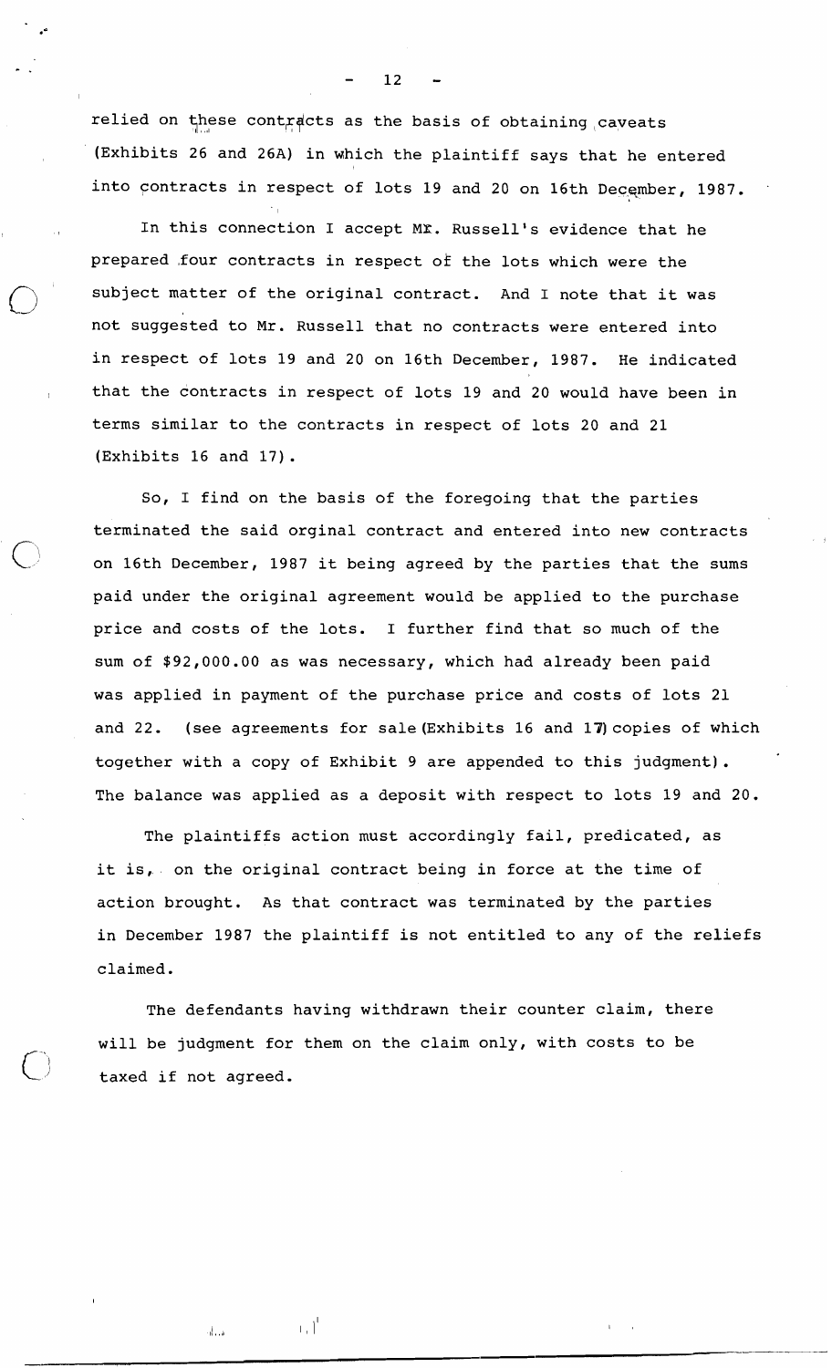relied on these contracts as the basis of obtaining caveats (Exhibits 26 and 26A) in which the plaintiff says that he entered into contracts in respect of lots 19 and 20 on 16th December, 1987.

In this connection I accept Mr. Russell's evidence that he prepared four contracts in respect of the lots which were the subject matter of the original contract. And I note that it was not suggested to Mr. Russell that no contracts were entered into in respect of lots 19 and 20 on 16th December, 1987. He indicated that the contracts in respect of lots 19 and 20 would have been in terms similar to the contracts in respect of lots 20 and 21 (Exhibits 16 and 17).

So, I find on the basis of the foregoing that the parties terminated the said orginal contract and entered into new contracts on 16th December, 1987 it being agreed by the parties that the sums paid under the original agreement would be applied to the purchase price and costs of the lots. I further find that so much of the sum of $92,000.00 as was necessary, which had already been paid was applied in payment of the purchase price and costs of lots 21 and 22. (see agreements for sale (Exhibits 16 and 17) copies of which together with a copy of Exhibit 9 are appended to this judgment). The balance was applied as a deposit with respect to lots 19 and 20.

The plaintiffs action must accordingly fail, predicated, as it is, on the original contract being in force at the time of action brought. As that contract was terminated by the parties in December 1987 the plaintiff is not entitled to any of the reliefs claimed.

The defendants having withdrawn their counter claim, there will be judgment for them on the claim only, with costs to be taxed if not agreed.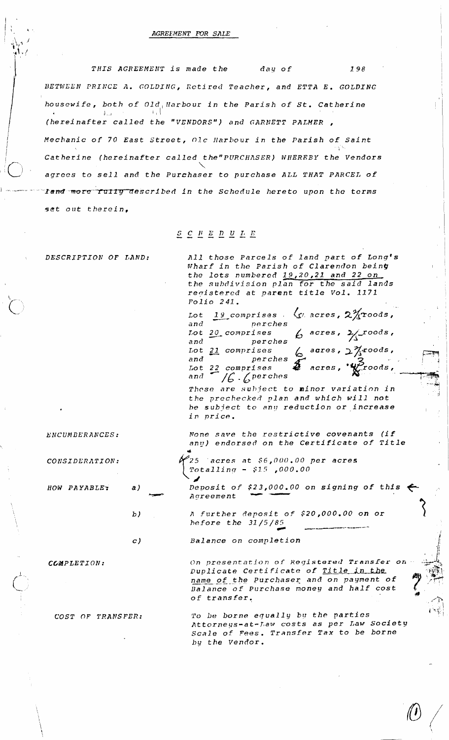*AGREEMENT FOR SALE*

*THIS AGREEMENT is made the day of 198*

*BETWEEN PRINCE A. GOLDING, Retired Teacher, and ETTA E. GOLDING housewife, both of Old Harbour in the Parish of St. Catherine (hereinafter called the "VENDORS") and GARNETT PALMER , Mechanic of 70 East Street, Old Harbour in the Parish of Saint Catherine (hereinafter called the"PURCHASER) WHEREBY the Vendors agrees to sell and the Purchaser to purchase ALL THAT PARCEL of land more fully described in the Schedule hereto upon the terms set out therein,*

## *S C H E D U L E*

| | |
|---|---|
| *DESCRIPTION OF LAND:* | *All those Parcels of land part of Long's Wharf in the Parish of Clarendon being the lots numbered 19,20,21 and 22 on the subdivision plan for the said lands registered at parent title Vol. 1171 Folio 241.* |
| | *Lot 19 comprises 6 acres, 2⅔ roods, and perches* |
| | *Lot 20 comprises 6 acres, 2/3 roods, and perches* |
| | *Lot 21 comprises 6 acres, 2⅔ roods, and perches* |
| | *Lot 22 comprises 5 acres, 4/3 roods, and 16.6 perches* |
| | *These are subject to minor variation in the prechecked plan and which will not be subject to any reduction or increase in price.* |
| *ENCUMBERANCES:* | *None save the restrictive covenants (if any) endorsed on the Certificate of Title* |
| *CONSIDERATION:* | *25 acres at $6,000.00 per acres Totalling - $15 ,000.00* |
| *HOW PAYABLE: a)* | *Deposit of $23,000.00 on signing of this Agreement* |
| *b)* | *A further deposit of $20,000.00 on or before the 31/5/85* |
| *c)* | *Balance on completion* |
| *COMPLETION:* | *On presentation of Registered Transfer on Duplicate Certificate of Title in the name of the Purchaser and on payment of Balance of Purchase money and half cost of transfer.* |
| *COST OF TRANSFER:* | *To be borne equally by the parties Attorneys-at-Law costs as per Law Society Scale of Fees. Transfer Tax to be borne by the Vendor.* |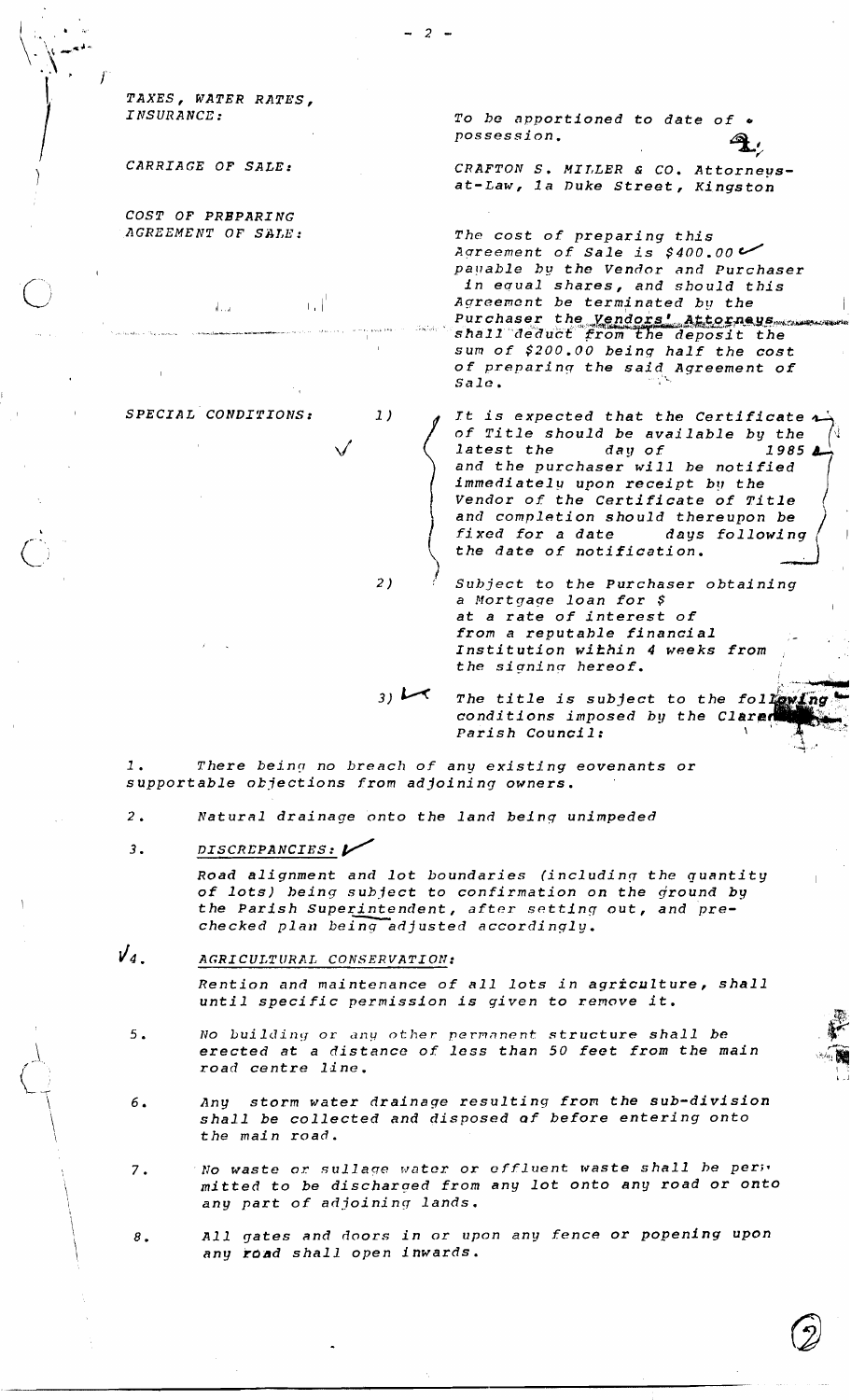TAXES, WATER RATES, INSURANCE: To be apportioned to date of possession.

CARRIAGE OF SALE: CRAFTON S. MILLER & CO. Attorneys-at-Law, 1a Duke Street, Kingston

COST OF PREPARING AGREEMENT OF SALE: The cost of preparing this Agreement of Sale is $400.00 payable by the Vendor and Purchaser in equal shares, and should this Agreement be terminated by the Purchaser the Vendors' Attorneys shall deduct from the deposit the sum of $200.00 being half the cost of preparing the said Agreement of Sale.

SPECIAL CONDITIONS:

1) It is expected that the Certificate of Title should be available by the latest the day of 1985 and the purchaser will be notified immediately upon receipt by the Vendor of the Certificate of Title and completion should thereupon be fixed for a date days following the date of notification.

2) Subject to the Purchaser obtaining a Mortgage loan for $ at a rate of interest of from a reputable financial Institution within 4 weeks from the signing hereof.

3) The title is subject to the following conditions imposed by the Claren Parish Council:

1. There being no breach of any existing eovenants or supportable objections from adjoining owners.

2. Natural drainage onto the land being unimpeded

3. DISCREPANCIES:

   Road alignment and lot boundaries (including the quantity of lots) being subject to confirmation on the ground by the Parish Superintendent, after setting out, and pre-checked plan being adjusted accordingly.

4. AGRICULTURAL CONSERVATION:

   Rention and maintenance of all lots in agriculture, shall until specific permission is given to remove it.

5. No building or any other permanent structure shall be erected at a distance of less than 50 feet from the main road centre line.

6. Any storm water drainage resulting from the sub-division shall be collected and disposed of before entering onto the main road.

7. No waste or sullage water or effluent waste shall be permitted to be discharged from any lot onto any road or onto any part of adjoining lands.

8. All gates and doors in or upon any fence or popening upon any road shall open inwards.